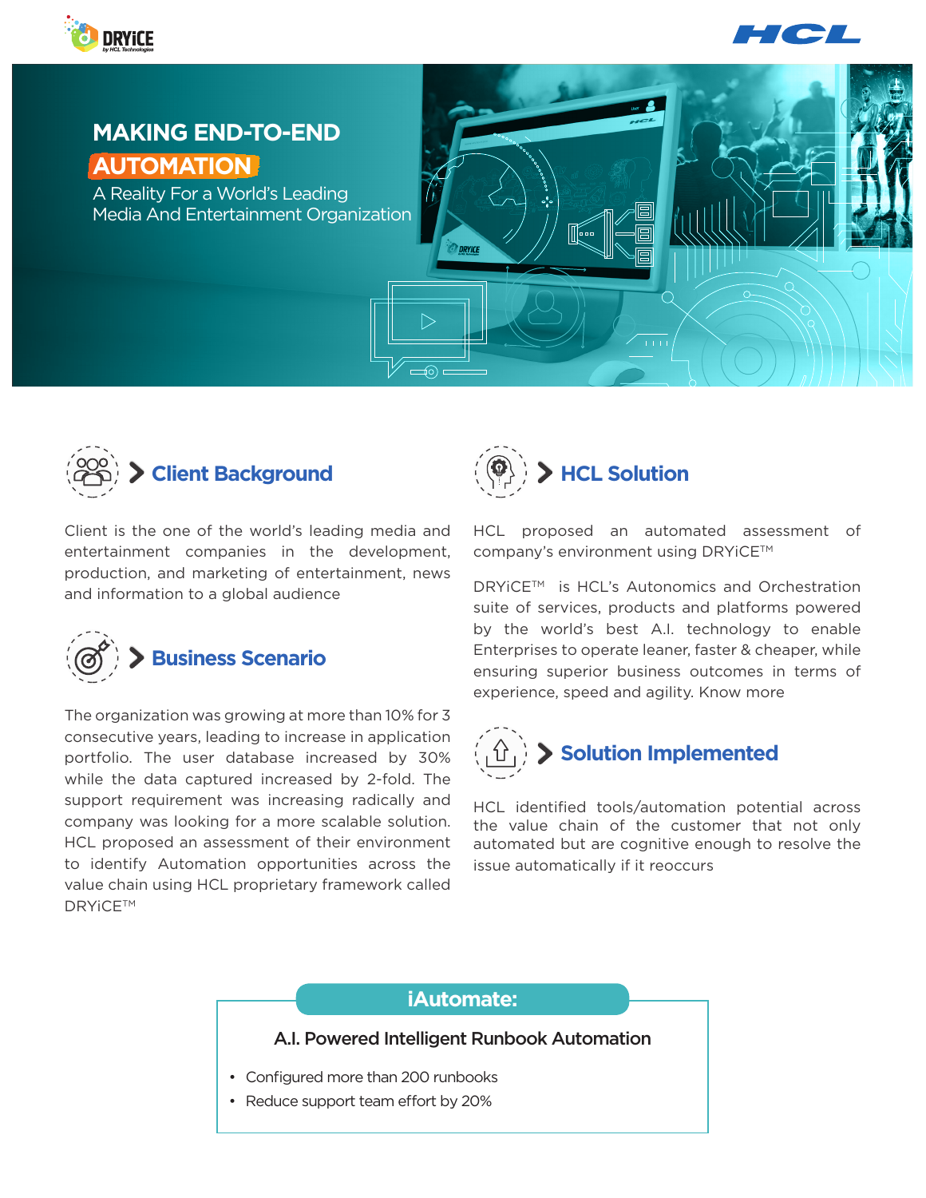# MAKING END-TO-END AUTOMATION

A Reality For a World's Leading Media And Entertainment Organization

## Client Background

Client is the one of the world's leading media and entertainment companies in the development, production, and marketing of entertainment, news and information to a global audience

## Business Scenario

The organization was growing at more than 10% for 3 consecutive years, leading to increase in application portfolio. The user database increased by 30% while the data captured increased by 2-fold. The support requirement was increasing radically and company was looking for a more scalable solution. HCL proposed an assessment of their environment to identify Automation opportunities across the value chain using HCL proprietary framework called DRYiCE™

## HCL Solution

HCL proposed an automated assessment of company's environment using DRYiCE™

DRYiCE™ is HCL's Autonomics and Orchestration suite of services, products and platforms powered by the world's best A.I. technology to enable Enterprises to operate leaner, faster & cheaper, while ensuring superior business outcomes in terms of experience, speed and agility. Know more

## Solution Implemented

HCL identified tools/automation potential across the value chain of the customer that not only automated but are cognitive enough to resolve the issue automatically if it reoccurs

## iAutomate:

**A.I. Powered Intelligent Runbook Automation**

- Configured more than 200 runbooks
- Reduce support team effort by 20%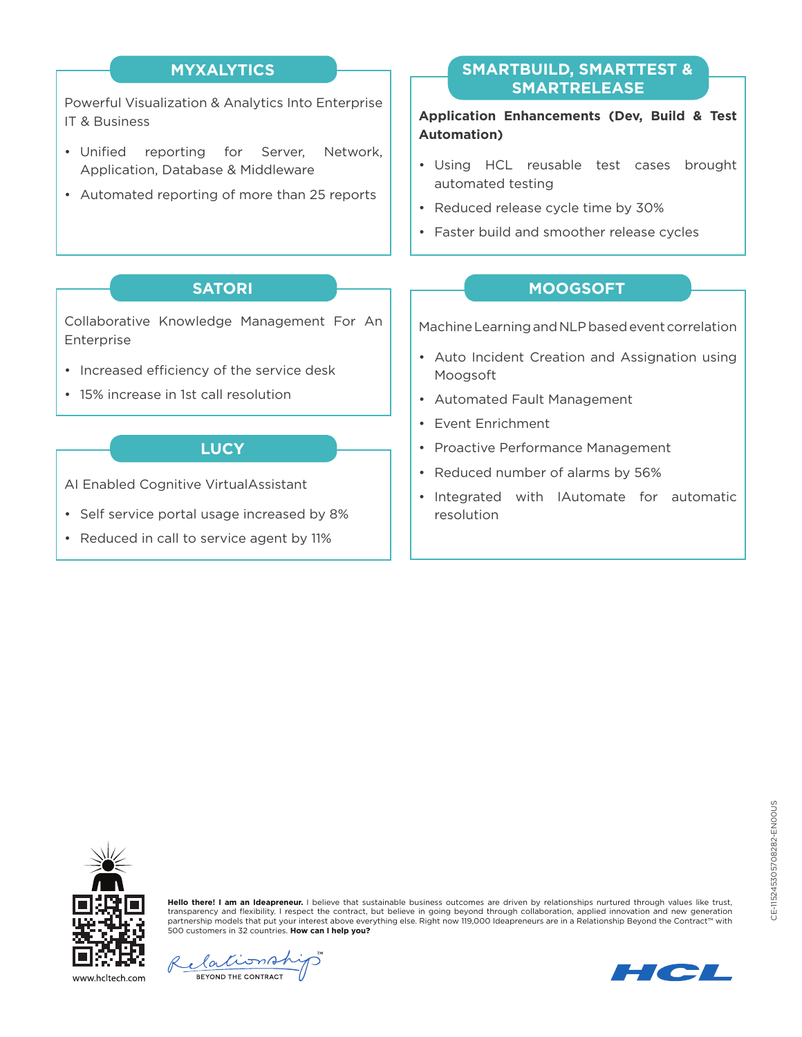## MYXALYTICS

Powerful Visualization & Analytics Into Enterprise IT & Business

- Unified reporting for Server, Network, Application, Database & Middleware
- Automated reporting of more than 25 reports

## SMARTBUILD, SMARTTEST & SMARTRELEASE

**Application Enhancements (Dev, Build & Test Automation)**

- Using HCL reusable test cases brought automated testing
- Reduced release cycle time by 30%
- Faster build and smoother release cycles

## SATORI

Collaborative Knowledge Management For An Enterprise

- Increased efficiency of the service desk
- 15% increase in 1st call resolution

## LUCY

AI Enabled Cognitive VirtualAssistant

- Self service portal usage increased by 8%
- Reduced in call to service agent by 11%

## MOOGSOFT

Machine Learning and NLP based event correlation

- Auto Incident Creation and Assignation using Moogsoft
- Automated Fault Management
- Event Enrichment
- Proactive Performance Management
- Reduced number of alarms by 56%
- Integrated with IAutomate for automatic resolution

www.hcltech.com

**Hello there! I am an Ideapreneur.** I believe that sustainable business outcomes are driven by relationships nurtured through values like trust, transparency and flexibility. I respect the contract, but believe in going beyond through collaboration, applied innovation and new generation partnership models that put your interest above everything else. Right now 119,000 Ideapreneurs are in a Relationship Beyond the Contract™ with 500 customers in 32 countries. **How can I help you?**

Relationship™ BEYOND THE CONTRACT

HCL

CE-1152453057O8282-ENOOUS